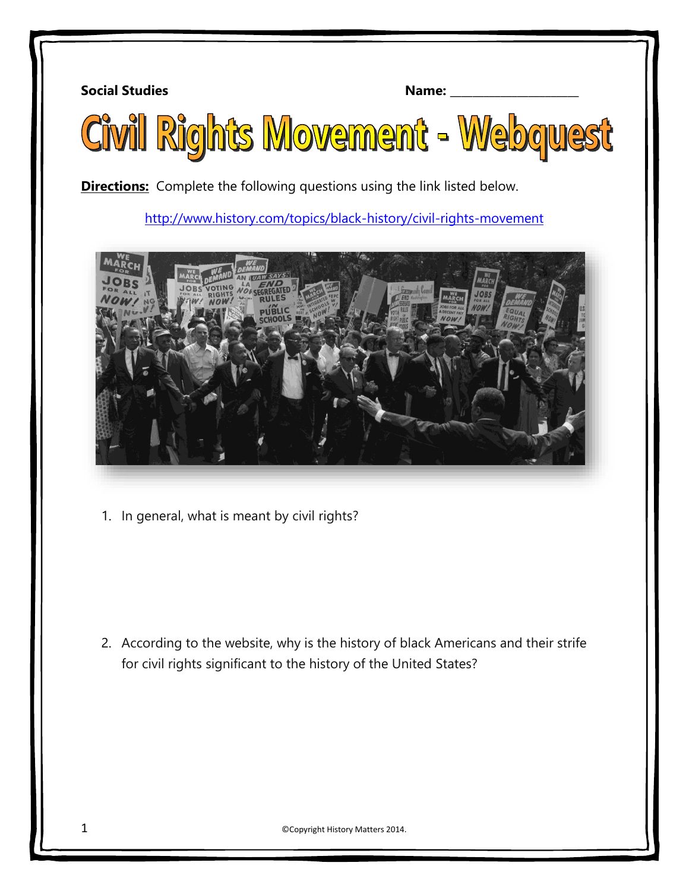**Social Studies** **Name:** ____________________

# Civil Rights Movement - Webquest

**Directions:** Complete the following questions using the link listed below.

http://www.history.com/topics/black-history/civil-rights-movement

1. In general, what is meant by civil rights?

2. According to the website, why is the history of black Americans and their strife for civil rights significant to the history of the United States?

©Copyright History Matters 2014.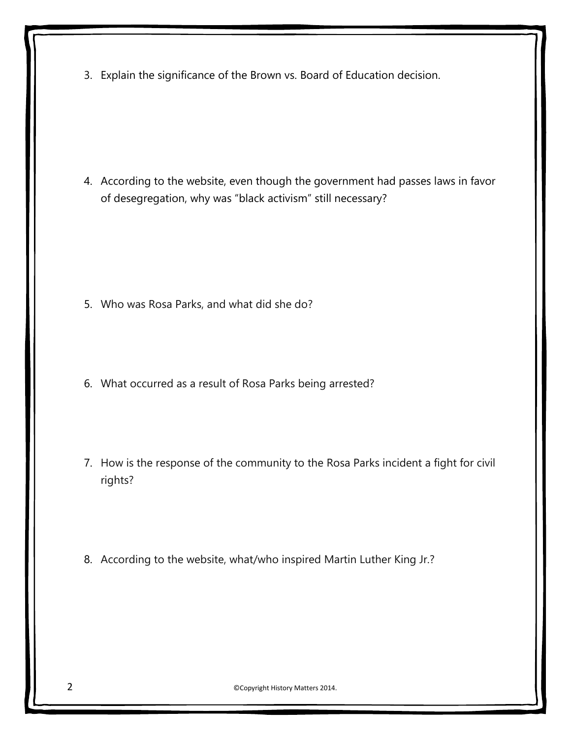3. Explain the significance of the Brown vs. Board of Education decision.

4. According to the website, even though the government had passes laws in favor of desegregation, why was "black activism" still necessary?

5. Who was Rosa Parks, and what did she do?

6. What occurred as a result of Rosa Parks being arrested?

7. How is the response of the community to the Rosa Parks incident a fight for civil rights?

8. According to the website, what/who inspired Martin Luther King Jr.?

©Copyright History Matters 2014.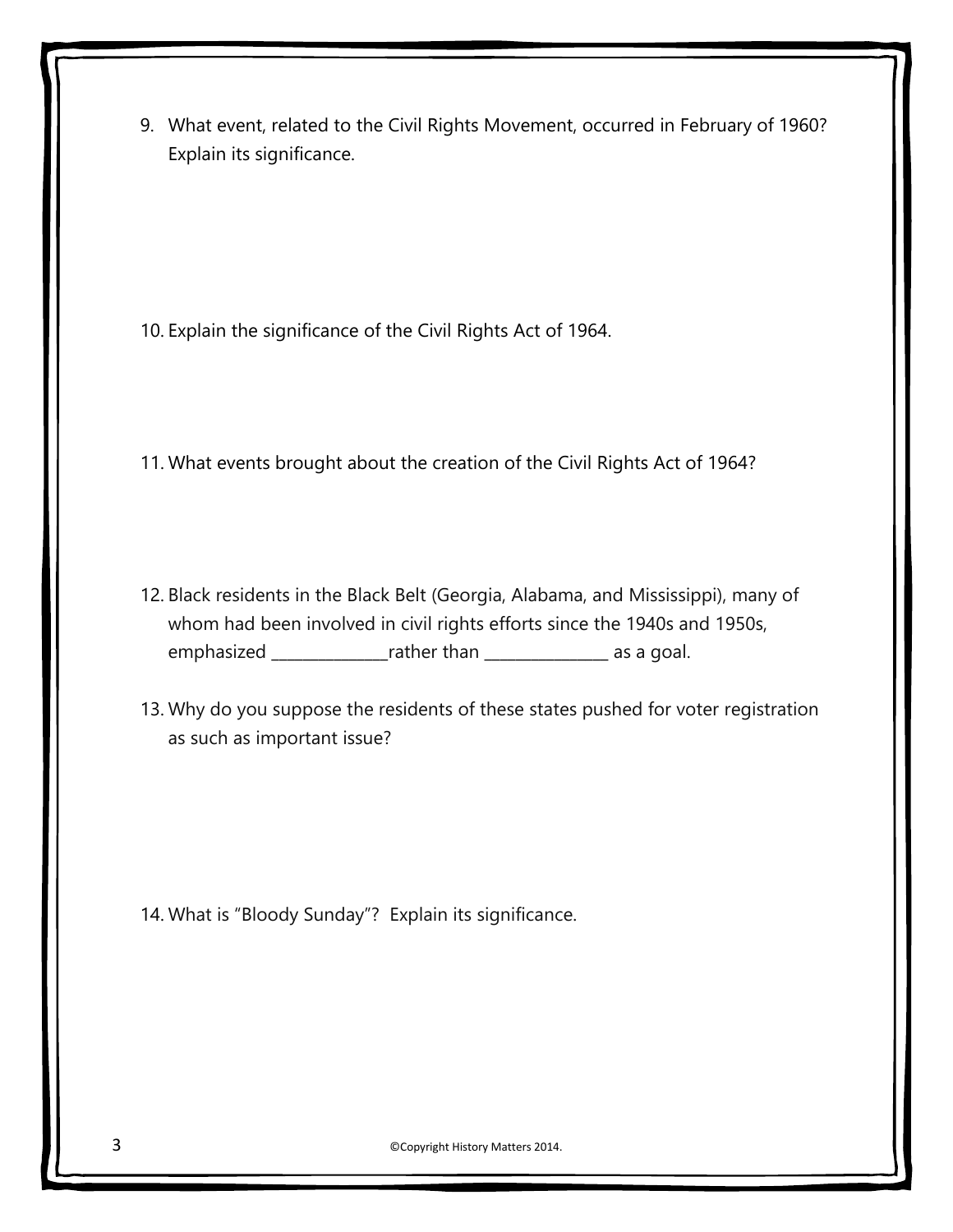9. What event, related to the Civil Rights Movement, occurred in February of 1960? Explain its significance.

10. Explain the significance of the Civil Rights Act of 1964.

11. What events brought about the creation of the Civil Rights Act of 1964?

12. Black residents in the Black Belt (Georgia, Alabama, and Mississippi), many of whom had been involved in civil rights efforts since the 1940s and 1950s, emphasized ______________rather than _______________ as a goal.

13. Why do you suppose the residents of these states pushed for voter registration as such as important issue?

14. What is "Bloody Sunday"? Explain its significance.

©Copyright History Matters 2014.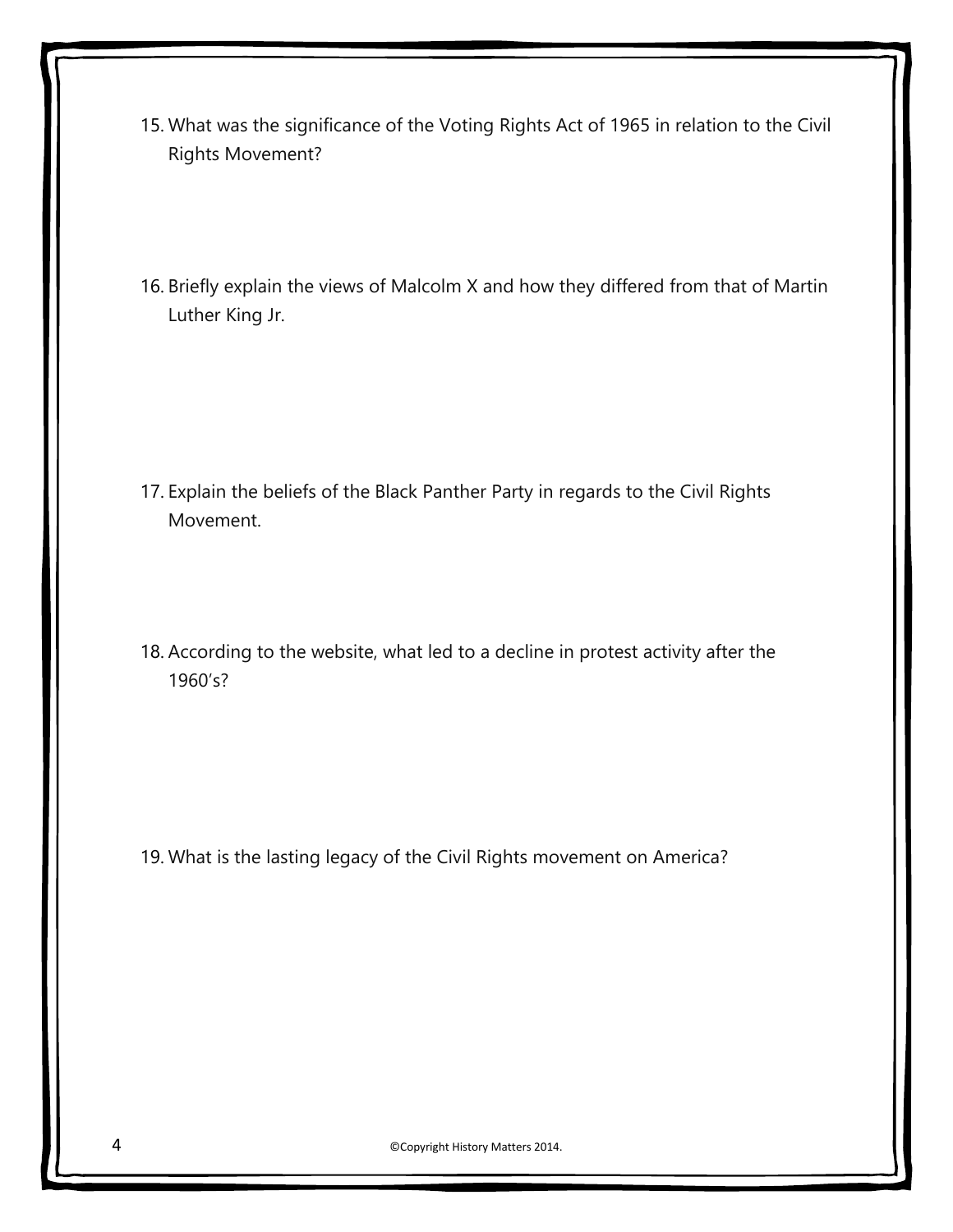15. What was the significance of the Voting Rights Act of 1965 in relation to the Civil Rights Movement?

16. Briefly explain the views of Malcolm X and how they differed from that of Martin Luther King Jr.

17. Explain the beliefs of the Black Panther Party in regards to the Civil Rights Movement.

18. According to the website, what led to a decline in protest activity after the 1960's?

19. What is the lasting legacy of the Civil Rights movement on America?

©Copyright History Matters 2014.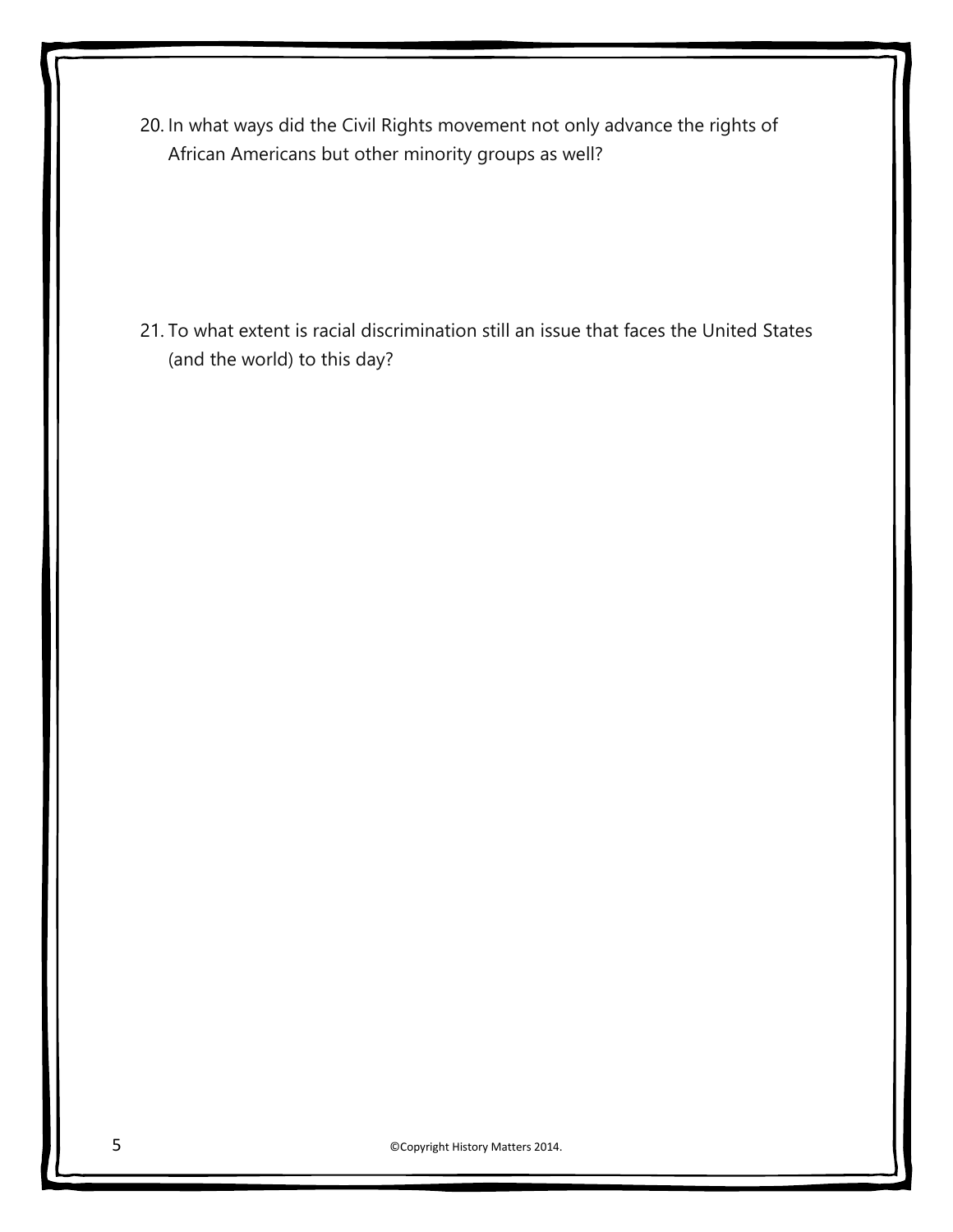20. In what ways did the Civil Rights movement not only advance the rights of African Americans but other minority groups as well?

21. To what extent is racial discrimination still an issue that faces the United States (and the world) to this day?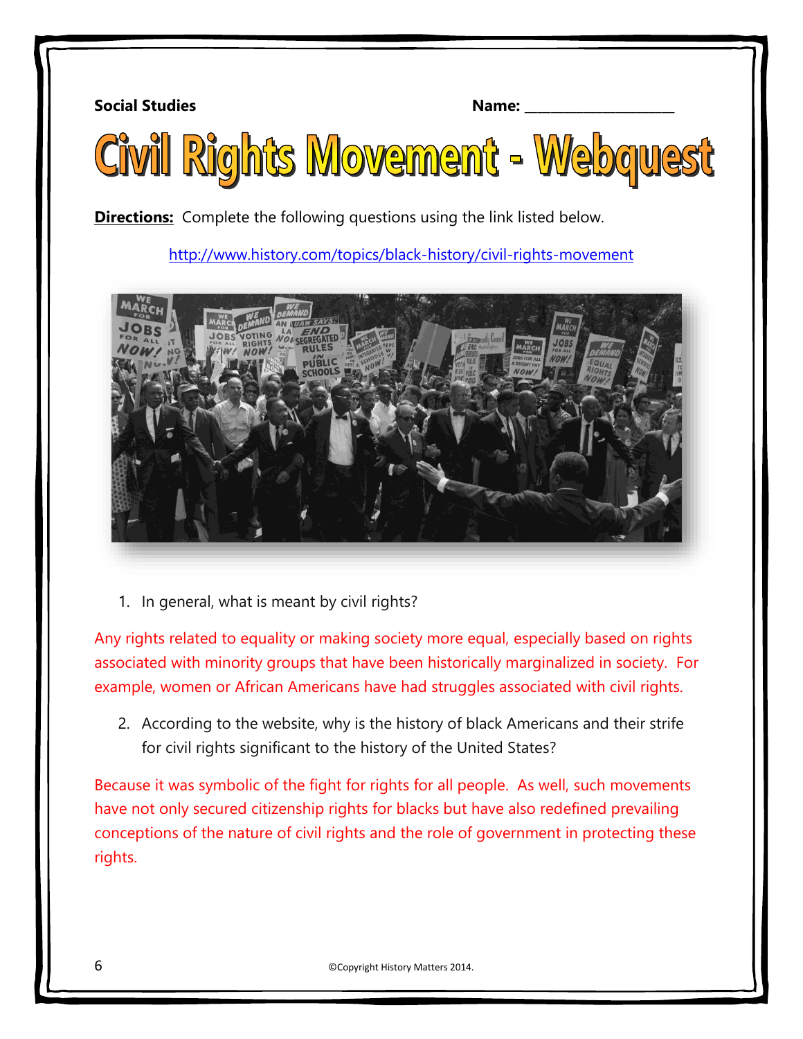**Social Studies** **Name:** ____________________

# Civil Rights Movement - Webquest

**Directions:** Complete the following questions using the link listed below.

http://www.history.com/topics/black-history/civil-rights-movement

1. In general, what is meant by civil rights?

Any rights related to equality or making society more equal, especially based on rights associated with minority groups that have been historically marginalized in society. For example, women or African Americans have had struggles associated with civil rights.

2. According to the website, why is the history of black Americans and their strife for civil rights significant to the history of the United States?

Because it was symbolic of the fight for rights for all people. As well, such movements have not only secured citizenship rights for blacks but have also redefined prevailing conceptions of the nature of civil rights and the role of government in protecting these rights.

©Copyright History Matters 2014.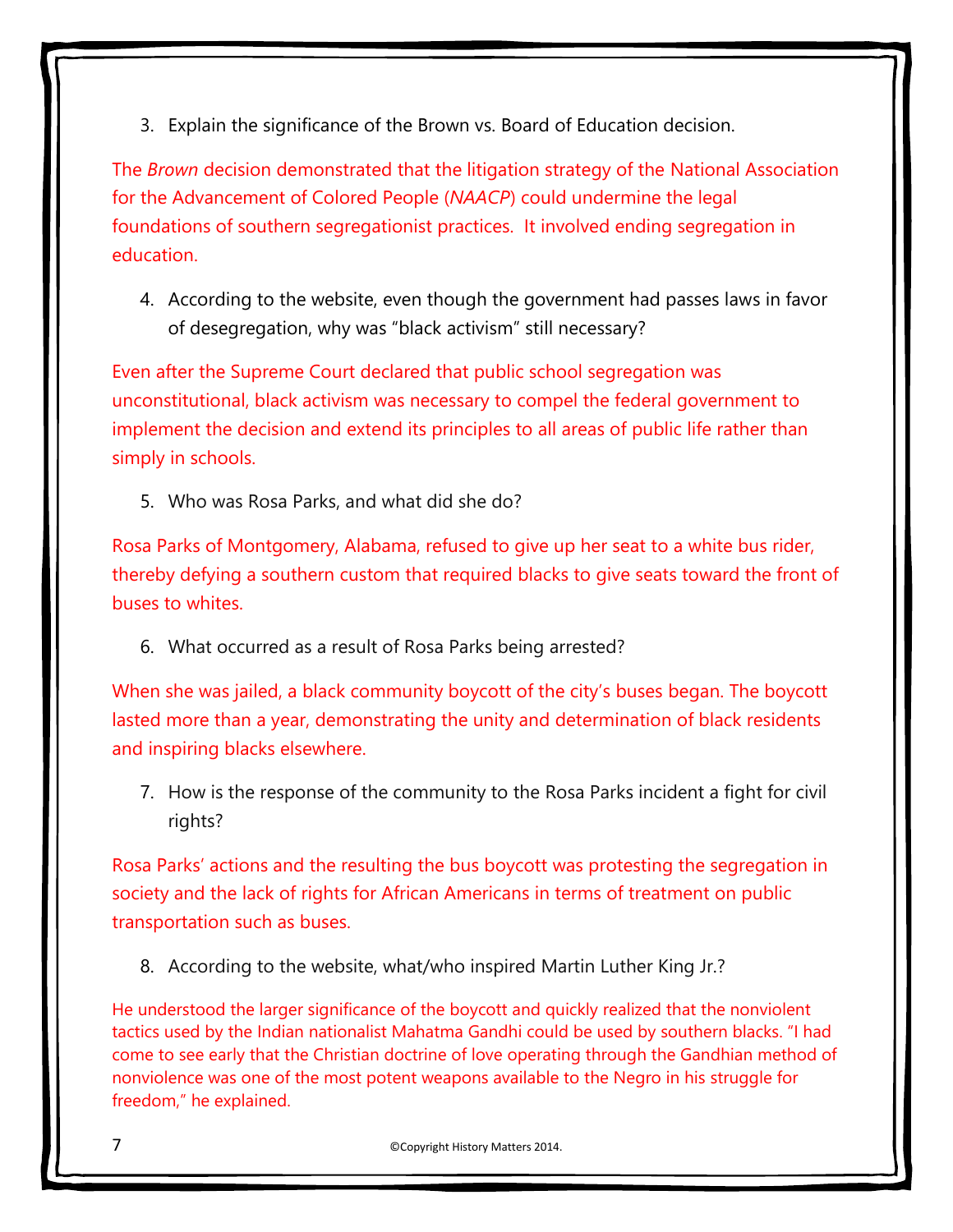3. Explain the significance of the Brown vs. Board of Education decision.

The *Brown* decision demonstrated that the litigation strategy of the National Association for the Advancement of Colored People (*NAACP*) could undermine the legal foundations of southern segregationist practices. It involved ending segregation in education.

4. According to the website, even though the government had passes laws in favor of desegregation, why was "black activism" still necessary?

Even after the Supreme Court declared that public school segregation was unconstitutional, black activism was necessary to compel the federal government to implement the decision and extend its principles to all areas of public life rather than simply in schools.

5. Who was Rosa Parks, and what did she do?

Rosa Parks of Montgomery, Alabama, refused to give up her seat to a white bus rider, thereby defying a southern custom that required blacks to give seats toward the front of buses to whites.

6. What occurred as a result of Rosa Parks being arrested?

When she was jailed, a black community boycott of the city's buses began. The boycott lasted more than a year, demonstrating the unity and determination of black residents and inspiring blacks elsewhere.

7. How is the response of the community to the Rosa Parks incident a fight for civil rights?

Rosa Parks' actions and the resulting the bus boycott was protesting the segregation in society and the lack of rights for African Americans in terms of treatment on public transportation such as buses.

8. According to the website, what/who inspired Martin Luther King Jr.?

He understood the larger significance of the boycott and quickly realized that the nonviolent tactics used by the Indian nationalist Mahatma Gandhi could be used by southern blacks. "I had come to see early that the Christian doctrine of love operating through the Gandhian method of nonviolence was one of the most potent weapons available to the Negro in his struggle for freedom," he explained.

©Copyright History Matters 2014.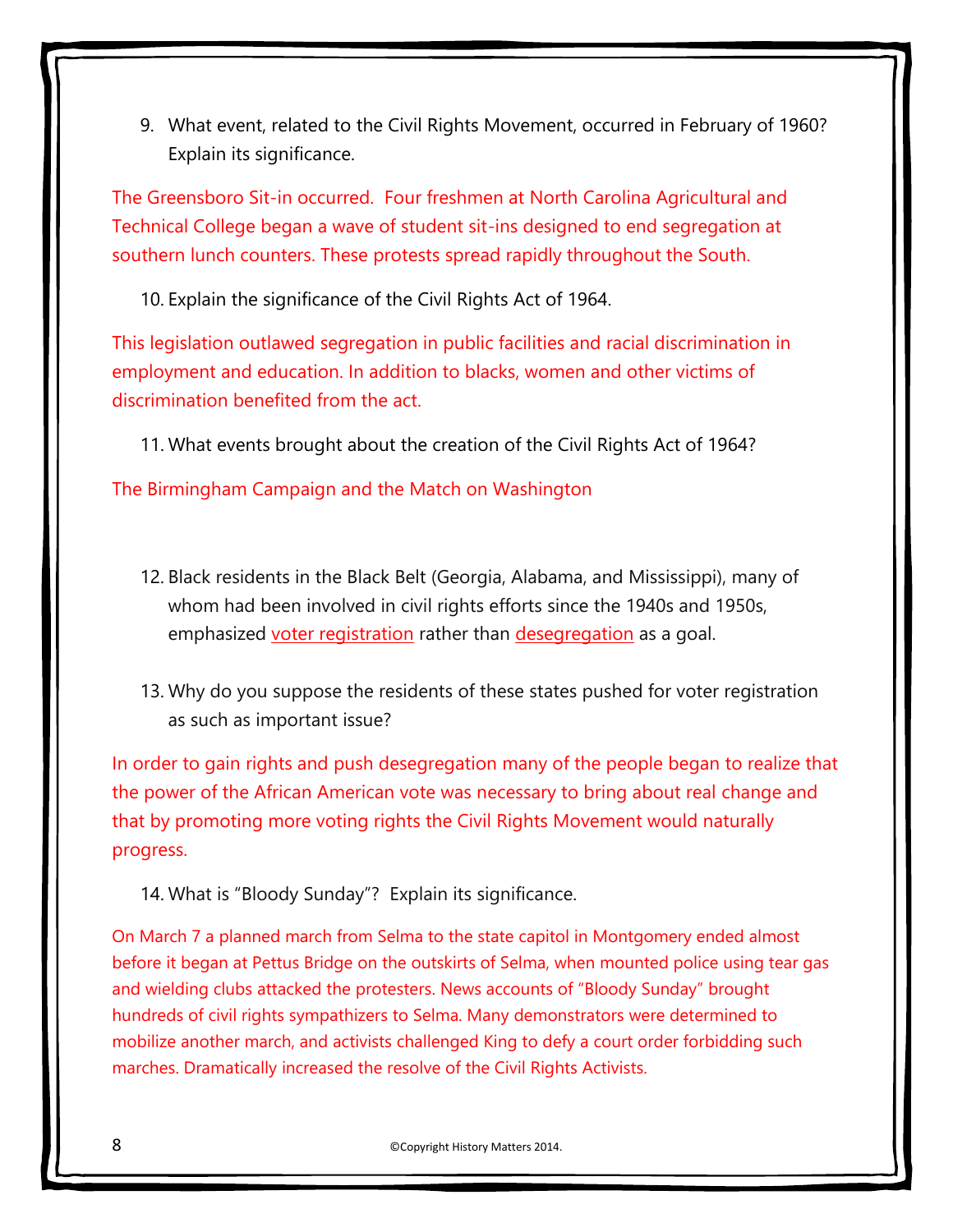9. What event, related to the Civil Rights Movement, occurred in February of 1960? Explain its significance.

The Greensboro Sit-in occurred. Four freshmen at North Carolina Agricultural and Technical College began a wave of student sit-ins designed to end segregation at southern lunch counters. These protests spread rapidly throughout the South.

10. Explain the significance of the Civil Rights Act of 1964.

This legislation outlawed segregation in public facilities and racial discrimination in employment and education. In addition to blacks, women and other victims of discrimination benefited from the act.

11. What events brought about the creation of the Civil Rights Act of 1964?

The Birmingham Campaign and the Match on Washington

12. Black residents in the Black Belt (Georgia, Alabama, and Mississippi), many of whom had been involved in civil rights efforts since the 1940s and 1950s, emphasized <u>voter registration</u> rather than <u>desegregation</u> as a goal.

13. Why do you suppose the residents of these states pushed for voter registration as such as important issue?

In order to gain rights and push desegregation many of the people began to realize that the power of the African American vote was necessary to bring about real change and that by promoting more voting rights the Civil Rights Movement would naturally progress.

14. What is "Bloody Sunday"? Explain its significance.

On March 7 a planned march from Selma to the state capitol in Montgomery ended almost before it began at Pettus Bridge on the outskirts of Selma, when mounted police using tear gas and wielding clubs attacked the protesters. News accounts of "Bloody Sunday" brought hundreds of civil rights sympathizers to Selma. Many demonstrators were determined to mobilize another march, and activists challenged King to defy a court order forbidding such marches. Dramatically increased the resolve of the Civil Rights Activists.

©Copyright History Matters 2014.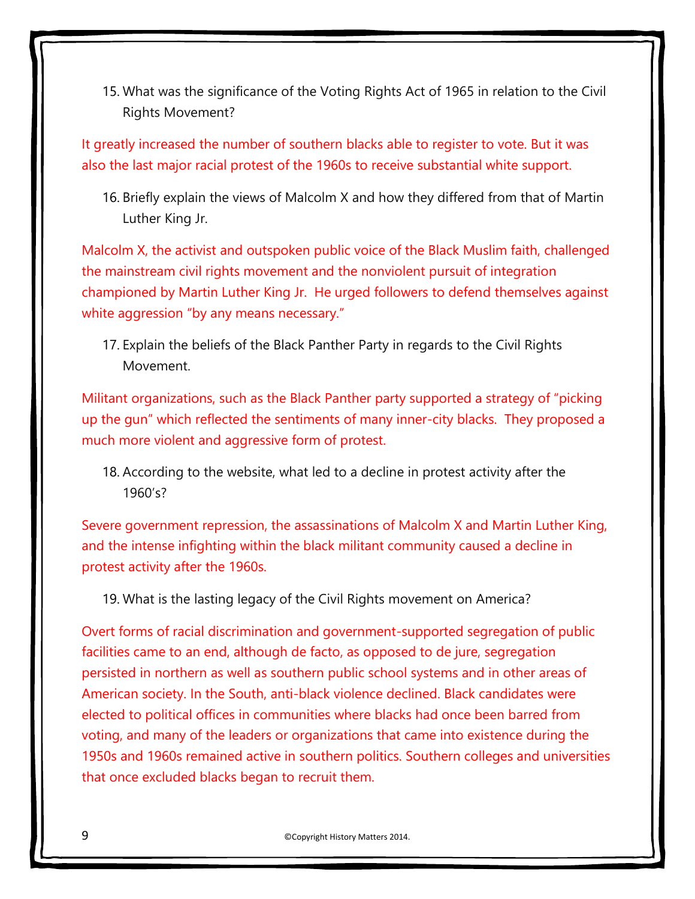15. What was the significance of the Voting Rights Act of 1965 in relation to the Civil Rights Movement?

It greatly increased the number of southern blacks able to register to vote. But it was also the last major racial protest of the 1960s to receive substantial white support.

16. Briefly explain the views of Malcolm X and how they differed from that of Martin Luther King Jr.

Malcolm X, the activist and outspoken public voice of the Black Muslim faith, challenged the mainstream civil rights movement and the nonviolent pursuit of integration championed by Martin Luther King Jr. He urged followers to defend themselves against white aggression "by any means necessary."

17. Explain the beliefs of the Black Panther Party in regards to the Civil Rights Movement.

Militant organizations, such as the Black Panther party supported a strategy of "picking up the gun" which reflected the sentiments of many inner-city blacks. They proposed a much more violent and aggressive form of protest.

18. According to the website, what led to a decline in protest activity after the 1960's?

Severe government repression, the assassinations of Malcolm X and Martin Luther King, and the intense infighting within the black militant community caused a decline in protest activity after the 1960s.

19. What is the lasting legacy of the Civil Rights movement on America?

Overt forms of racial discrimination and government-supported segregation of public facilities came to an end, although de facto, as opposed to de jure, segregation persisted in northern as well as southern public school systems and in other areas of American society. In the South, anti-black violence declined. Black candidates were elected to political offices in communities where blacks had once been barred from voting, and many of the leaders or organizations that came into existence during the 1950s and 1960s remained active in southern politics. Southern colleges and universities that once excluded blacks began to recruit them.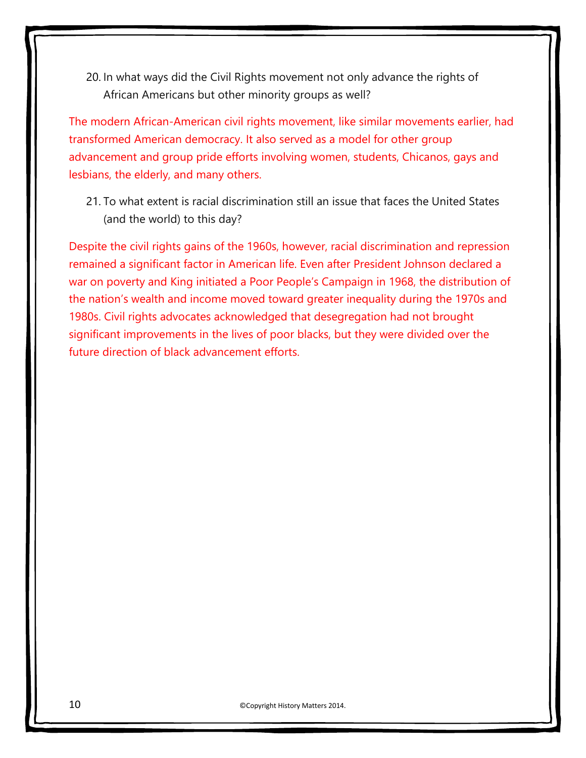20. In what ways did the Civil Rights movement not only advance the rights of African Americans but other minority groups as well?

The modern African-American civil rights movement, like similar movements earlier, had transformed American democracy. It also served as a model for other group advancement and group pride efforts involving women, students, Chicanos, gays and lesbians, the elderly, and many others.

21. To what extent is racial discrimination still an issue that faces the United States (and the world) to this day?

Despite the civil rights gains of the 1960s, however, racial discrimination and repression remained a significant factor in American life. Even after President Johnson declared a war on poverty and King initiated a Poor People's Campaign in 1968, the distribution of the nation's wealth and income moved toward greater inequality during the 1970s and 1980s. Civil rights advocates acknowledged that desegregation had not brought significant improvements in the lives of poor blacks, but they were divided over the future direction of black advancement efforts.

©Copyright History Matters 2014.